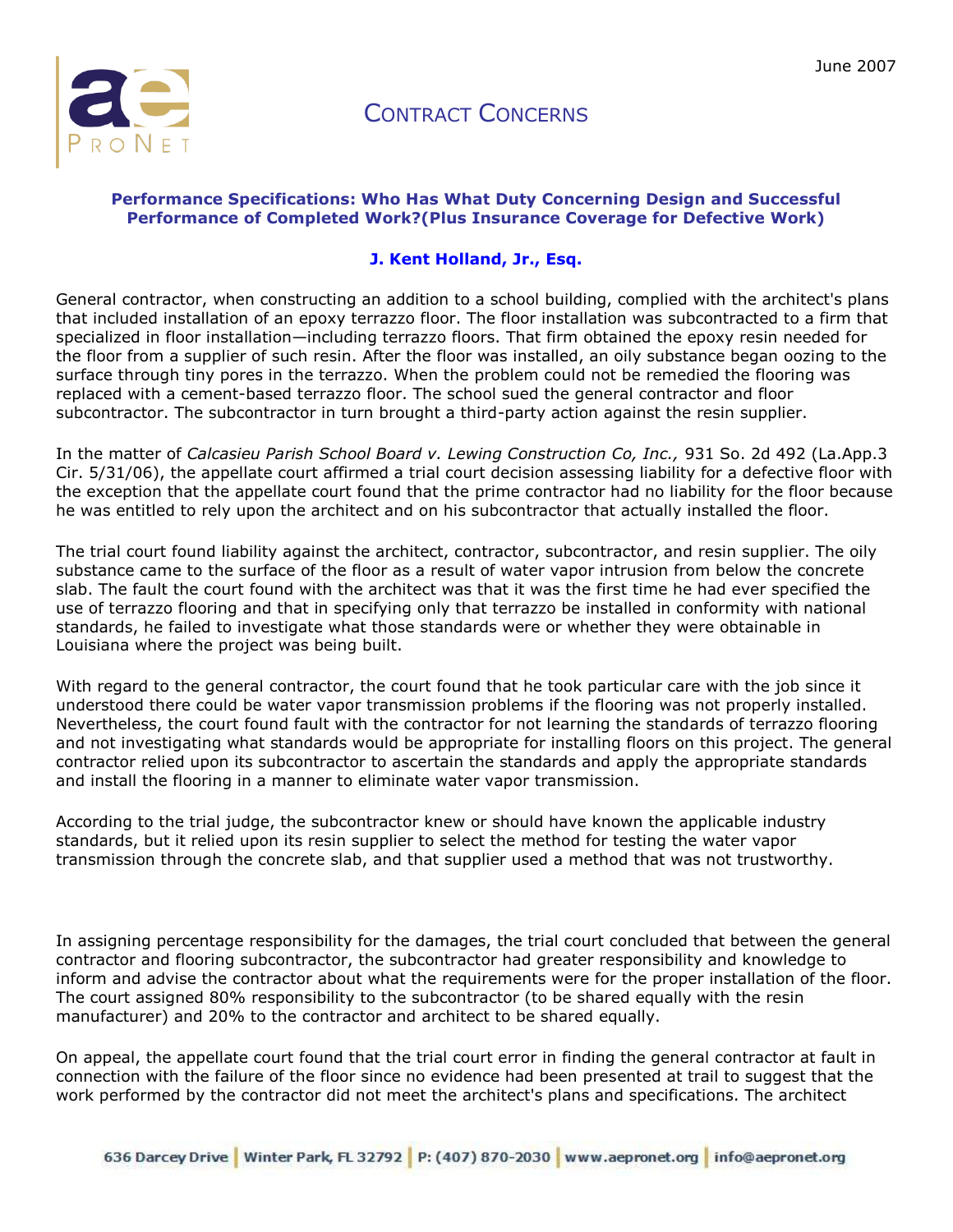June 2007

# CONTRACT CONCERNS

**Performance Specifications: Who Has What Duty Concerning Design and Successful Performance of Completed Work?(Plus Insurance Coverage for Defective Work)**

**J. Kent Holland, Jr., Esq.**

General contractor, when constructing an addition to a school building, complied with the architect's plans that included installation of an epoxy terrazzo floor. The floor installation was subcontracted to a firm that specialized in floor installation—including terrazzo floors. That firm obtained the epoxy resin needed for the floor from a supplier of such resin. After the floor was installed, an oily substance began oozing to the surface through tiny pores in the terrazzo. When the problem could not be remedied the flooring was replaced with a cement-based terrazzo floor. The school sued the general contractor and floor subcontractor. The subcontractor in turn brought a third-party action against the resin supplier.

In the matter of *Calcasieu Parish School Board v. Lewing Construction Co, Inc.,* 931 So. 2d 492 (La.App.3 Cir. 5/31/06), the appellate court affirmed a trial court decision assessing liability for a defective floor with the exception that the appellate court found that the prime contractor had no liability for the floor because he was entitled to rely upon the architect and on his subcontractor that actually installed the floor.

The trial court found liability against the architect, contractor, subcontractor, and resin supplier. The oily substance came to the surface of the floor as a result of water vapor intrusion from below the concrete slab. The fault the court found with the architect was that it was the first time he had ever specified the use of terrazzo flooring and that in specifying only that terrazzo be installed in conformity with national standards, he failed to investigate what those standards were or whether they were obtainable in Louisiana where the project was being built.

With regard to the general contractor, the court found that he took particular care with the job since it understood there could be water vapor transmission problems if the flooring was not properly installed. Nevertheless, the court found fault with the contractor for not learning the standards of terrazzo flooring and not investigating what standards would be appropriate for installing floors on this project. The general contractor relied upon its subcontractor to ascertain the standards and apply the appropriate standards and install the flooring in a manner to eliminate water vapor transmission.

According to the trial judge, the subcontractor knew or should have known the applicable industry standards, but it relied upon its resin supplier to select the method for testing the water vapor transmission through the concrete slab, and that supplier used a method that was not trustworthy.

In assigning percentage responsibility for the damages, the trial court concluded that between the general contractor and flooring subcontractor, the subcontractor had greater responsibility and knowledge to inform and advise the contractor about what the requirements were for the proper installation of the floor. The court assigned 80% responsibility to the subcontractor (to be shared equally with the resin manufacturer) and 20% to the contractor and architect to be shared equally.

On appeal, the appellate court found that the trial court error in finding the general contractor at fault in connection with the failure of the floor since no evidence had been presented at trail to suggest that the work performed by the contractor did not meet the architect's plans and specifications. The architect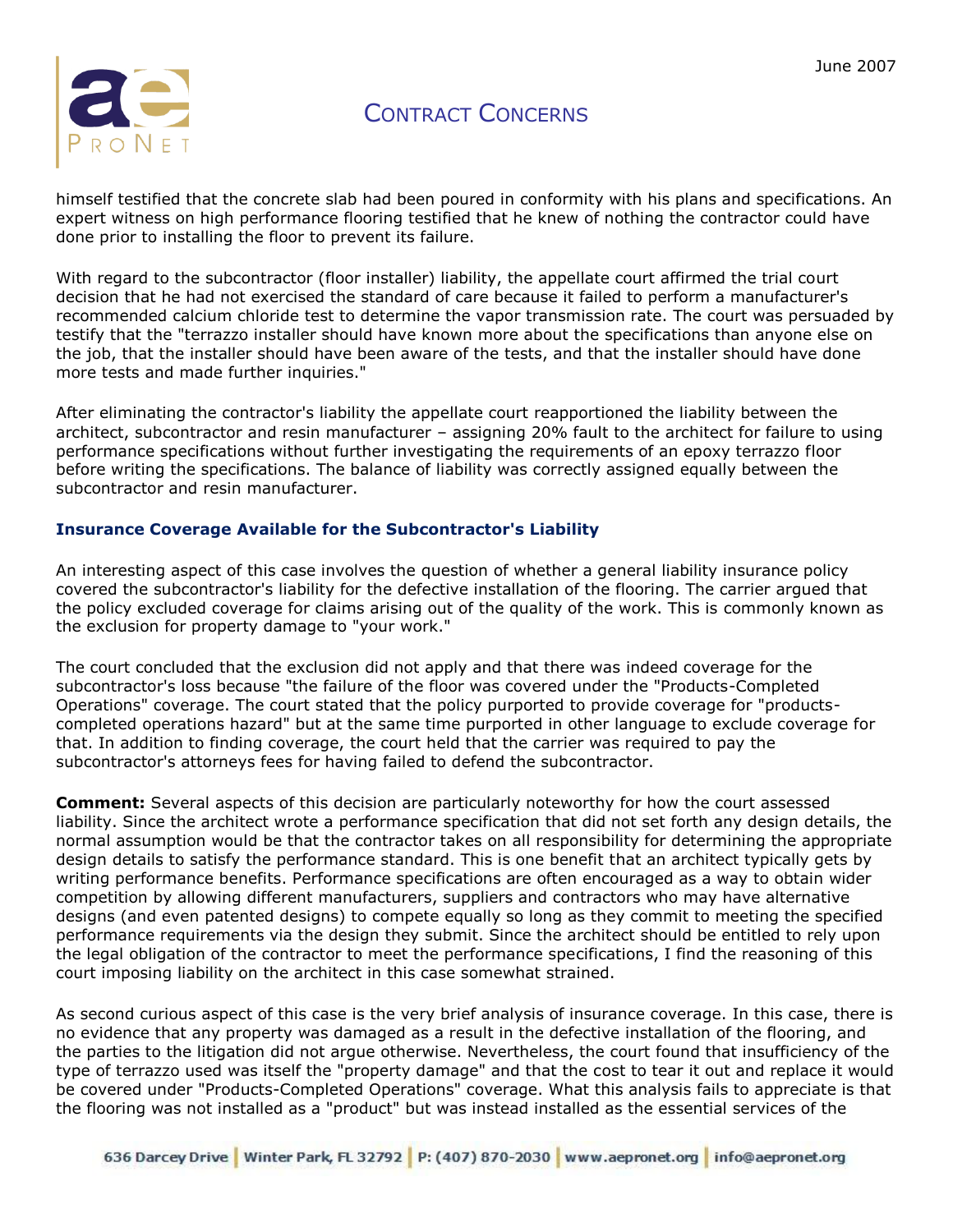himself testified that the concrete slab had been poured in conformity with his plans and specifications. An expert witness on high performance flooring testified that he knew of nothing the contractor could have done prior to installing the floor to prevent its failure.

With regard to the subcontractor (floor installer) liability, the appellate court affirmed the trial court decision that he had not exercised the standard of care because it failed to perform a manufacturer's recommended calcium chloride test to determine the vapor transmission rate. The court was persuaded by testify that the "terrazzo installer should have known more about the specifications than anyone else on the job, that the installer should have been aware of the tests, and that the installer should have done more tests and made further inquiries."

After eliminating the contractor's liability the appellate court reapportioned the liability between the architect, subcontractor and resin manufacturer – assigning 20% fault to the architect for failure to using performance specifications without further investigating the requirements of an epoxy terrazzo floor before writing the specifications. The balance of liability was correctly assigned equally between the subcontractor and resin manufacturer.

### Insurance Coverage Available for the Subcontractor's Liability

An interesting aspect of this case involves the question of whether a general liability insurance policy covered the subcontractor's liability for the defective installation of the flooring. The carrier argued that the policy excluded coverage for claims arising out of the quality of the work. This is commonly known as the exclusion for property damage to "your work."

The court concluded that the exclusion did not apply and that there was indeed coverage for the subcontractor's loss because "the failure of the floor was covered under the "Products-Completed Operations" coverage. The court stated that the policy purported to provide coverage for "products-completed operations hazard" but at the same time purported in other language to exclude coverage for that. In addition to finding coverage, the court held that the carrier was required to pay the subcontractor's attorneys fees for having failed to defend the subcontractor.

**Comment:** Several aspects of this decision are particularly noteworthy for how the court assessed liability. Since the architect wrote a performance specification that did not set forth any design details, the normal assumption would be that the contractor takes on all responsibility for determining the appropriate design details to satisfy the performance standard. This is one benefit that an architect typically gets by writing performance benefits. Performance specifications are often encouraged as a way to obtain wider competition by allowing different manufacturers, suppliers and contractors who may have alternative designs (and even patented designs) to compete equally so long as they commit to meeting the specified performance requirements via the design they submit. Since the architect should be entitled to rely upon the legal obligation of the contractor to meet the performance specifications, I find the reasoning of this court imposing liability on the architect in this case somewhat strained.

As second curious aspect of this case is the very brief analysis of insurance coverage. In this case, there is no evidence that any property was damaged as a result in the defective installation of the flooring, and the parties to the litigation did not argue otherwise. Nevertheless, the court found that insufficiency of the type of terrazzo used was itself the "property damage" and that the cost to tear it out and replace it would be covered under "Products-Completed Operations" coverage. What this analysis fails to appreciate is that the flooring was not installed as a "product" but was instead installed as the essential services of the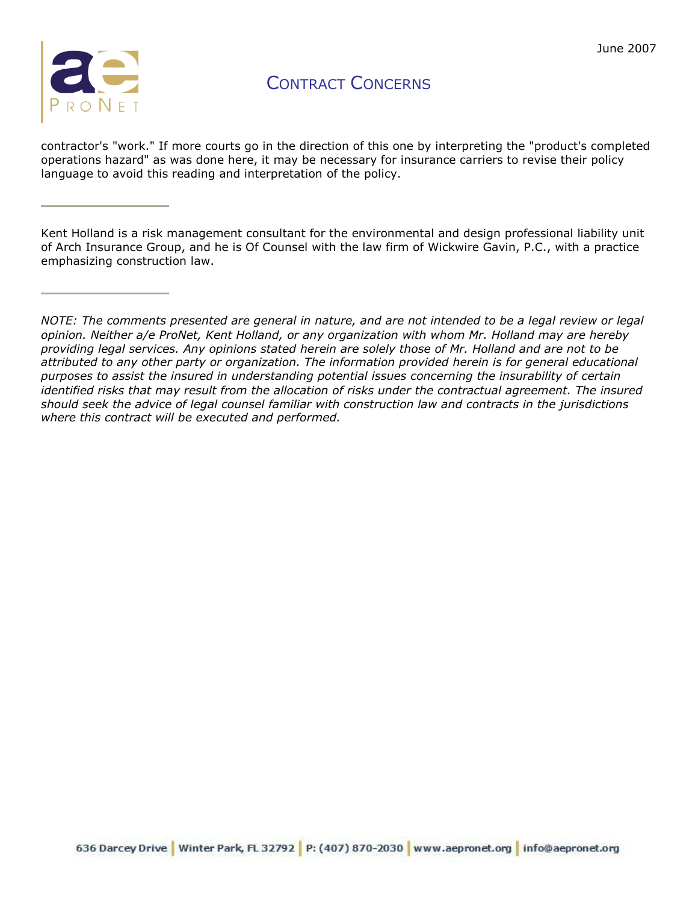contractor's "work." If more courts go in the direction of this one by interpreting the "product's completed operations hazard" as was done here, it may be necessary for insurance carriers to revise their policy language to avoid this reading and interpretation of the policy.

---

Kent Holland is a risk management consultant for the environmental and design professional liability unit of Arch Insurance Group, and he is Of Counsel with the law firm of Wickwire Gavin, P.C., with a practice emphasizing construction law.

---

*NOTE: The comments presented are general in nature, and are not intended to be a legal review or legal opinion. Neither a/e ProNet, Kent Holland, or any organization with whom Mr. Holland may are hereby providing legal services. Any opinions stated herein are solely those of Mr. Holland and are not to be attributed to any other party or organization. The information provided herein is for general educational purposes to assist the insured in understanding potential issues concerning the insurability of certain identified risks that may result from the allocation of risks under the contractual agreement. The insured should seek the advice of legal counsel familiar with construction law and contracts in the jurisdictions where this contract will be executed and performed.*